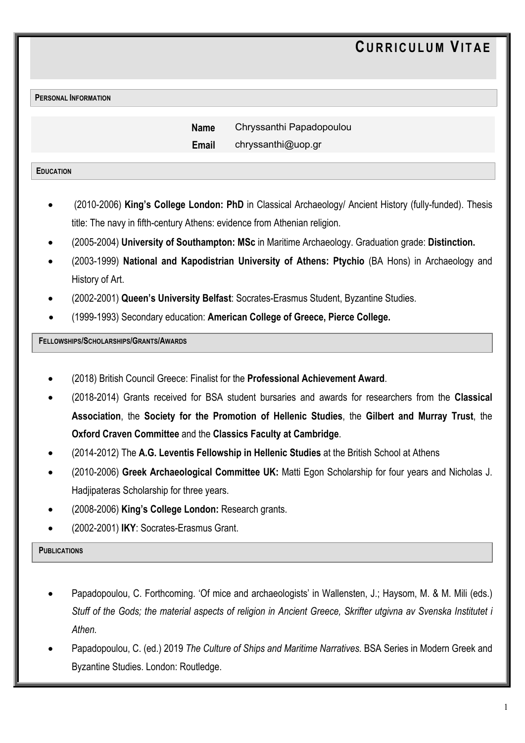# CURRICULUM VITAE

## PERSONAL INFORMATION

**Name** Chryssanthi Papadopoulou

**Email** chryssanthi@uop.gr

## EDUCATION

- (2010-2006) **King's College London: PhD** in Classical Archaeology/ Ancient History (fully-funded). Thesis title: The navy in fifth-century Athens: evidence from Athenian religion.
- (2005-2004) **University of Southampton: MSc** in Maritime Archaeology. Graduation grade: **Distinction.**
- (2003-1999) **National and Kapodistrian University of Athens: Ptychio** (BA Hons) in Archaeology and History of Art.
- (2002-2001) **Queen's University Belfast**: Socrates-Erasmus Student, Byzantine Studies.
- (1999-1993) Secondary education: **American College of Greece, Pierce College.**

## FELLOWSHIPS/SCHOLARSHIPS/GRANTS/AWARDS

- (2018) British Council Greece: Finalist for the **Professional Achievement Award**.
- (2018-2014) Grants received for BSA student bursaries and awards for researchers from the **Classical Association**, the **Society for the Promotion of Hellenic Studies**, the **Gilbert and Murray Trust**, the **Oxford Craven Committee** and the **Classics Faculty at Cambridge**.
- (2014-2012) The **A.G. Leventis Fellowship in Hellenic Studies** at the British School at Athens
- (2010-2006) **Greek Archaeological Committee UK:** Matti Egon Scholarship for four years and Nicholas J. Hadjipateras Scholarship for three years.
- (2008-2006) **King's College London:** Research grants.
- (2002-2001) **IKY**: Socrates-Erasmus Grant.

## PUBLICATIONS

- Papadopoulou, C. Forthcoming. 'Of mice and archaeologists' in Wallensten, J.; Haysom, M. & M. Mili (eds.) *Stuff of the Gods; the material aspects of religion in Ancient Greece, Skrifter utgivna av Svenska Institutet i Athen.*
- Papadopoulou, C. (ed.) 2019 *The Culture of Ships and Maritime Narratives.* BSA Series in Modern Greek and Byzantine Studies. London: Routledge.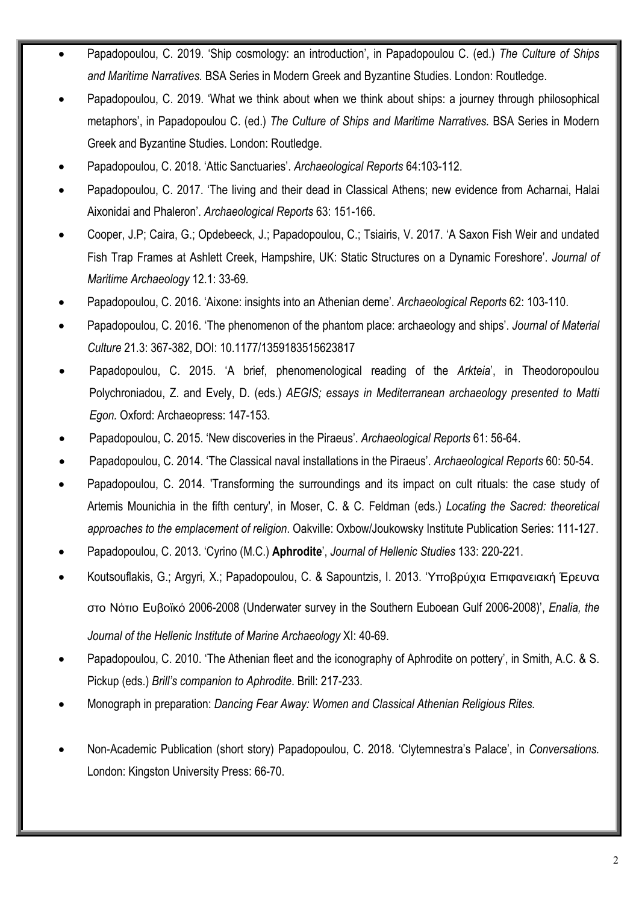- Papadopoulou, C. 2019. 'Ship cosmology: an introduction', in Papadopoulou C. (ed.) *The Culture of Ships and Maritime Narratives.* BSA Series in Modern Greek and Byzantine Studies. London: Routledge.
- Papadopoulou, C. 2019. 'What we think about when we think about ships: a journey through philosophical metaphors', in Papadopoulou C. (ed.) *The Culture of Ships and Maritime Narratives.* BSA Series in Modern Greek and Byzantine Studies. London: Routledge.
- Papadopoulou, C. 2018. 'Attic Sanctuaries'. *Archaeological Reports* 64:103-112.
- Papadopoulou, C. 2017. 'The living and their dead in Classical Athens; new evidence from Acharnai, Halai Aixonidai and Phaleron'. *Archaeological Reports* 63: 151-166.
- Cooper, J.P; Caira, G.; Opdebeeck, J.; Papadopoulou, C.; Tsiairis, V. 2017. 'A Saxon Fish Weir and undated Fish Trap Frames at Ashlett Creek, Hampshire, UK: Static Structures on a Dynamic Foreshore'. *Journal of Maritime Archaeology* 12.1: 33-69.
- Papadopoulou, C. 2016. 'Aixone: insights into an Athenian deme'. *Archaeological Reports* 62: 103-110.
- Papadopoulou, C. 2016. 'The phenomenon of the phantom place: archaeology and ships'. *Journal of Material Culture* 21.3: 367-382, DOI: 10.1177/1359183515623817
- Papadopoulou, C. 2015. 'A brief, phenomenological reading of the *Arkteia*', in Theodoropoulou Polychroniadou, Z. and Evely, D. (eds.) *AEGIS; essays in Mediterranean archaeology presented to Matti Egon.* Oxford: Archaeopress: 147-153.
- Papadopoulou, C. 2015. 'New discoveries in the Piraeus'. *Archaeological Reports* 61: 56-64.
- Papadopoulou, C. 2014. 'The Classical naval installations in the Piraeus'. *Archaeological Reports* 60: 50-54.
- Papadopoulou, C. 2014. 'Transforming the surroundings and its impact on cult rituals: the case study of Artemis Mounichia in the fifth century', in Moser, C. & C. Feldman (eds.) *Locating the Sacred: theoretical approaches to the emplacement of religion*. Oakville: Oxbow/Joukowsky Institute Publication Series: 111-127.
- Papadopoulou, C. 2013. 'Cyrino (M.C.) **Aphrodite**', *Journal of Hellenic Studies* 133: 220-221.
- Koutsouflakis, G.; Argyri, X.; Papadopoulou, C. & Sapountzis, I. 2013. 'Υποβρύχια Επιφανειακή Έρευνα στο Νότιο Ευβοϊκό 2006-2008 (Underwater survey in the Southern Euboean Gulf 2006-2008)', *Enalia, the Journal of the Hellenic Institute of Marine Archaeology* XI: 40-69.
- Papadopoulou, C. 2010. 'The Athenian fleet and the iconography of Aphrodite on pottery', in Smith, A.C. & S. Pickup (eds.) *Brill's companion to Aphrodite*. Brill: 217-233.
- Monograph in preparation: *Dancing Fear Away: Women and Classical Athenian Religious Rites.*
- Non-Academic Publication (short story) Papadopoulou, C. 2018. 'Clytemnestra's Palace', in *Conversations.* London: Kingston University Press: 66-70.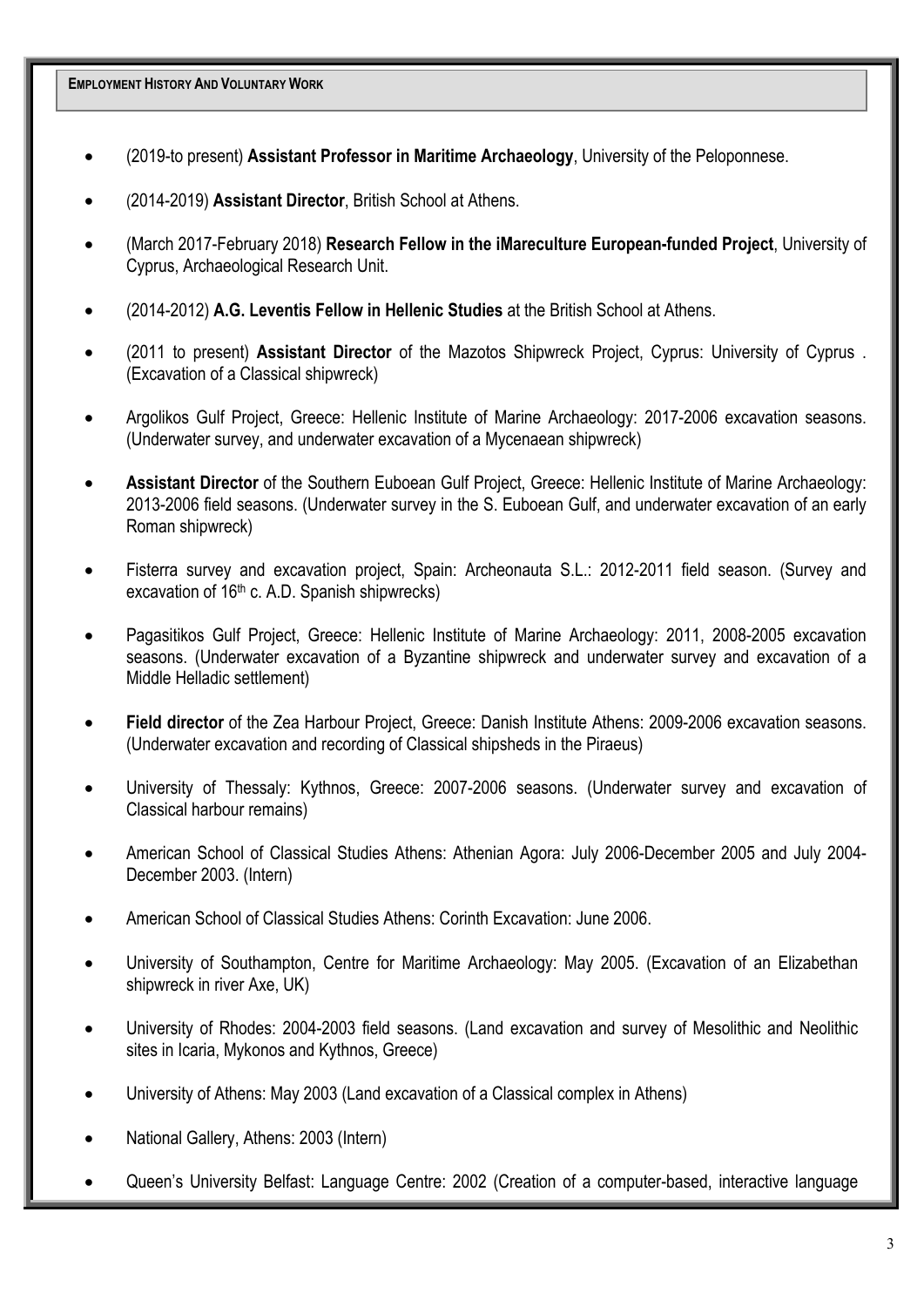## EMPLOYMENT HISTORY AND VOLUNTARY WORK

- (2019-to present) **Assistant Professor in Maritime Archaeology**, University of the Peloponnese.
- (2014-2019) **Assistant Director**, British School at Athens.
- (March 2017-February 2018) **Research Fellow in the iMareculture European-funded Project**, University of Cyprus, Archaeological Research Unit.
- (2014-2012) **A.G. Leventis Fellow in Hellenic Studies** at the British School at Athens.
- (2011 to present) **Assistant Director** of the Mazotos Shipwreck Project, Cyprus: University of Cyprus . (Excavation of a Classical shipwreck)
- Argolikos Gulf Project, Greece: Hellenic Institute of Marine Archaeology: 2017-2006 excavation seasons. (Underwater survey, and underwater excavation of a Mycenaean shipwreck)
- **Assistant Director** of the Southern Euboean Gulf Project, Greece: Hellenic Institute of Marine Archaeology: 2013-2006 field seasons. (Underwater survey in the S. Euboean Gulf, and underwater excavation of an early Roman shipwreck)
- Fisterra survey and excavation project, Spain: Archeonauta S.L.: 2012-2011 field season. (Survey and excavation of 16th c. A.D. Spanish shipwrecks)
- Pagasitikos Gulf Project, Greece: Hellenic Institute of Marine Archaeology: 2011, 2008-2005 excavation seasons. (Underwater excavation of a Byzantine shipwreck and underwater survey and excavation of a Middle Helladic settlement)
- **Field director** of the Zea Harbour Project, Greece: Danish Institute Athens: 2009-2006 excavation seasons. (Underwater excavation and recording of Classical shipsheds in the Piraeus)
- University of Thessaly: Kythnos, Greece: 2007-2006 seasons. (Underwater survey and excavation of Classical harbour remains)
- American School of Classical Studies Athens: Athenian Agora: July 2006-December 2005 and July 2004-December 2003. (Intern)
- American School of Classical Studies Athens: Corinth Excavation: June 2006.
- University of Southampton, Centre for Maritime Archaeology: May 2005. (Excavation of an Elizabethan shipwreck in river Axe, UK)
- University of Rhodes: 2004-2003 field seasons. (Land excavation and survey of Mesolithic and Neolithic sites in Icaria, Mykonos and Kythnos, Greece)
- University of Athens: May 2003 (Land excavation of a Classical complex in Athens)
- National Gallery, Athens: 2003 (Intern)
- Queen's University Belfast: Language Centre: 2002 (Creation of a computer-based, interactive language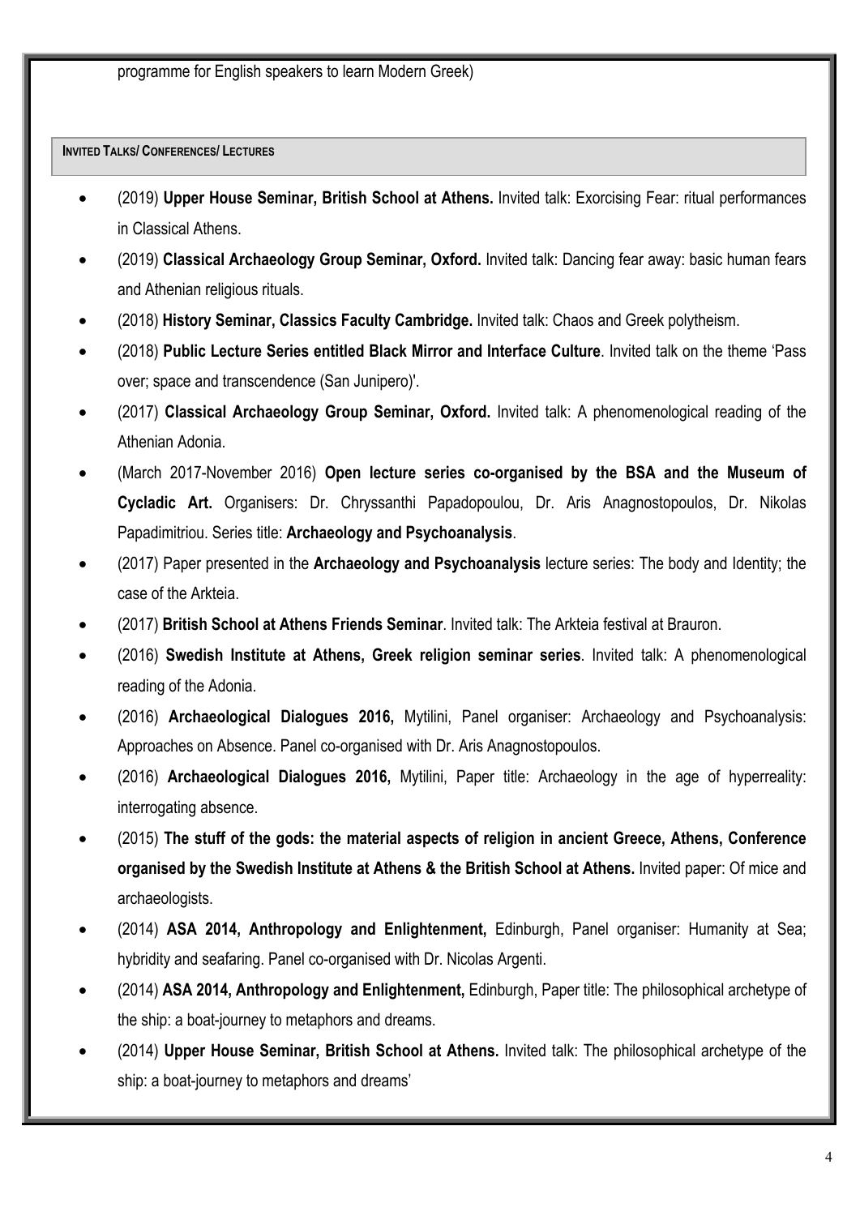programme for English speakers to learn Modern Greek)

## INVITED TALKS/ CONFERENCES/ LECTURES

- (2019) **Upper House Seminar, British School at Athens.** Invited talk: Exorcising Fear: ritual performances in Classical Athens.
- (2019) **Classical Archaeology Group Seminar, Oxford.** Invited talk: Dancing fear away: basic human fears and Athenian religious rituals.
- (2018) **History Seminar, Classics Faculty Cambridge.** Invited talk: Chaos and Greek polytheism.
- (2018) **Public Lecture Series entitled Black Mirror and Interface Culture**. Invited talk on the theme 'Pass over; space and transcendence (San Junipero)'.
- (2017) **Classical Archaeology Group Seminar, Oxford.** Invited talk: A phenomenological reading of the Athenian Adonia.
- (March 2017-November 2016) **Open lecture series co-organised by the BSA and the Museum of Cycladic Art.** Organisers: Dr. Chryssanthi Papadopoulou, Dr. Aris Anagnostopoulos, Dr. Nikolas Papadimitriou. Series title: **Archaeology and Psychoanalysis**.
- (2017) Paper presented in the **Archaeology and Psychoanalysis** lecture series: The body and Identity; the case of the Arkteia.
- (2017) **British School at Athens Friends Seminar**. Invited talk: The Arkteia festival at Brauron.
- (2016) **Swedish Institute at Athens, Greek religion seminar series**. Invited talk: A phenomenological reading of the Adonia.
- (2016) **Archaeological Dialogues 2016,** Mytilini, Panel organiser: Archaeology and Psychoanalysis: Approaches on Absence. Panel co-organised with Dr. Aris Anagnostopoulos.
- (2016) **Archaeological Dialogues 2016,** Mytilini, Paper title: Archaeology in the age of hyperreality: interrogating absence.
- (2015) **The stuff of the gods: the material aspects of religion in ancient Greece, Athens, Conference organised by the Swedish Institute at Athens & the British School at Athens.** Invited paper: Of mice and archaeologists.
- (2014) **ASA 2014, Anthropology and Enlightenment,** Edinburgh, Panel organiser: Humanity at Sea; hybridity and seafaring. Panel co-organised with Dr. Nicolas Argenti.
- (2014) **ASA 2014, Anthropology and Enlightenment,** Edinburgh, Paper title: The philosophical archetype of the ship: a boat-journey to metaphors and dreams.
- (2014) **Upper House Seminar, British School at Athens.** Invited talk: The philosophical archetype of the ship: a boat-journey to metaphors and dreams'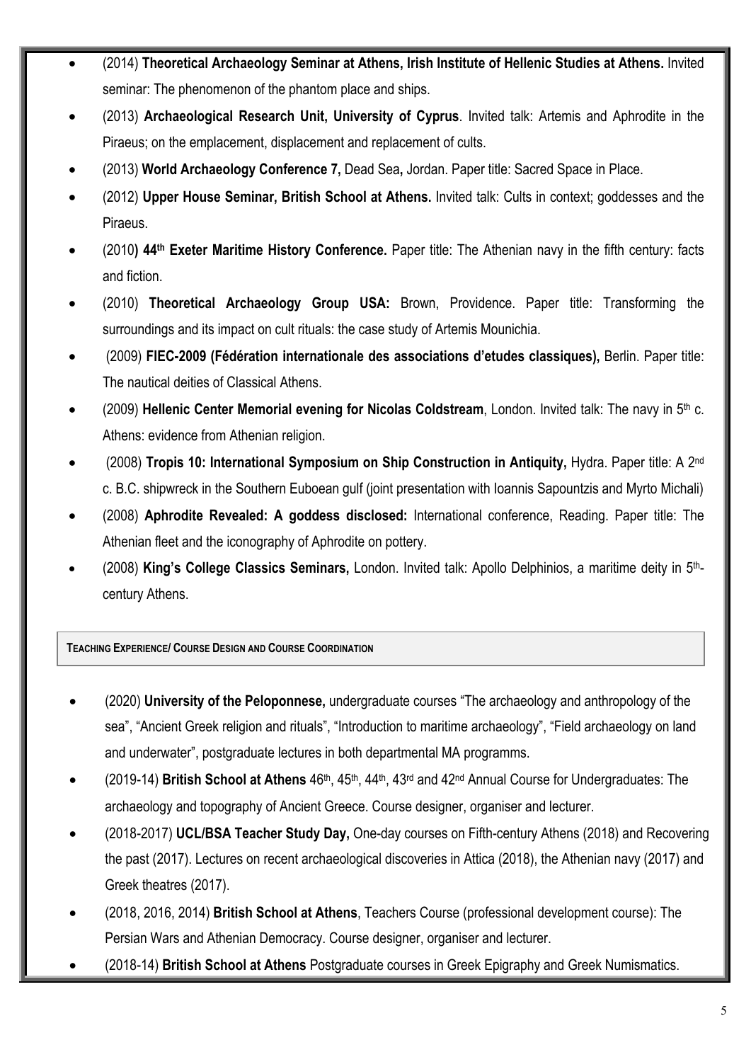- (2014) **Theoretical Archaeology Seminar at Athens, Irish Institute of Hellenic Studies at Athens.** Invited seminar: The phenomenon of the phantom place and ships.
- (2013) **Archaeological Research Unit, University of Cyprus**. Invited talk: Artemis and Aphrodite in the Piraeus; on the emplacement, displacement and replacement of cults.
- (2013) **World Archaeology Conference 7,** Dead Sea**,** Jordan. Paper title: Sacred Space in Place.
- (2012) **Upper House Seminar, British School at Athens.** Invited talk: Cults in context; goddesses and the Piraeus.
- (2010**) 44th Exeter Maritime History Conference.** Paper title: The Athenian navy in the fifth century: facts and fiction.
- (2010) **Theoretical Archaeology Group USA:** Brown, Providence. Paper title: Transforming the surroundings and its impact on cult rituals: the case study of Artemis Mounichia.
- (2009) **FIEC-2009 (Fédération internationale des associations d'etudes classiques),** Berlin. Paper title: The nautical deities of Classical Athens.
- (2009) **Hellenic Center Memorial evening for Nicolas Coldstream**, London. Invited talk: The navy in 5th c. Athens: evidence from Athenian religion.
- (2008) **Tropis 10: International Symposium on Ship Construction in Antiquity,** Hydra. Paper title: A 2nd c. B.C. shipwreck in the Southern Euboean gulf (joint presentation with Ioannis Sapountzis and Myrto Michali)
- (2008) **Aphrodite Revealed: A goddess disclosed:** International conference, Reading. Paper title: The Athenian fleet and the iconography of Aphrodite on pottery.
- (2008) **King's College Classics Seminars,** London. Invited talk: Apollo Delphinios, a maritime deity in 5th-century Athens.

**TEACHING EXPERIENCE/ COURSE DESIGN AND COURSE COORDINATION**

- (2020) **University of the Peloponnese,** undergraduate courses "The archaeology and anthropology of the sea", "Ancient Greek religion and rituals", "Introduction to maritime archaeology", "Field archaeology on land and underwater", postgraduate lectures in both departmental MA programms.
- (2019-14) **British School at Athens** 46th, 45th, 44th, 43rd and 42nd Annual Course for Undergraduates: The archaeology and topography of Ancient Greece. Course designer, organiser and lecturer.
- (2018-2017) **UCL/BSA Teacher Study Day,** One-day courses on Fifth-century Athens (2018) and Recovering the past (2017). Lectures on recent archaeological discoveries in Attica (2018), the Athenian navy (2017) and Greek theatres (2017).
- (2018, 2016, 2014) **British School at Athens**, Teachers Course (professional development course): The Persian Wars and Athenian Democracy. Course designer, organiser and lecturer.
- (2018-14) **British School at Athens** Postgraduate courses in Greek Epigraphy and Greek Numismatics.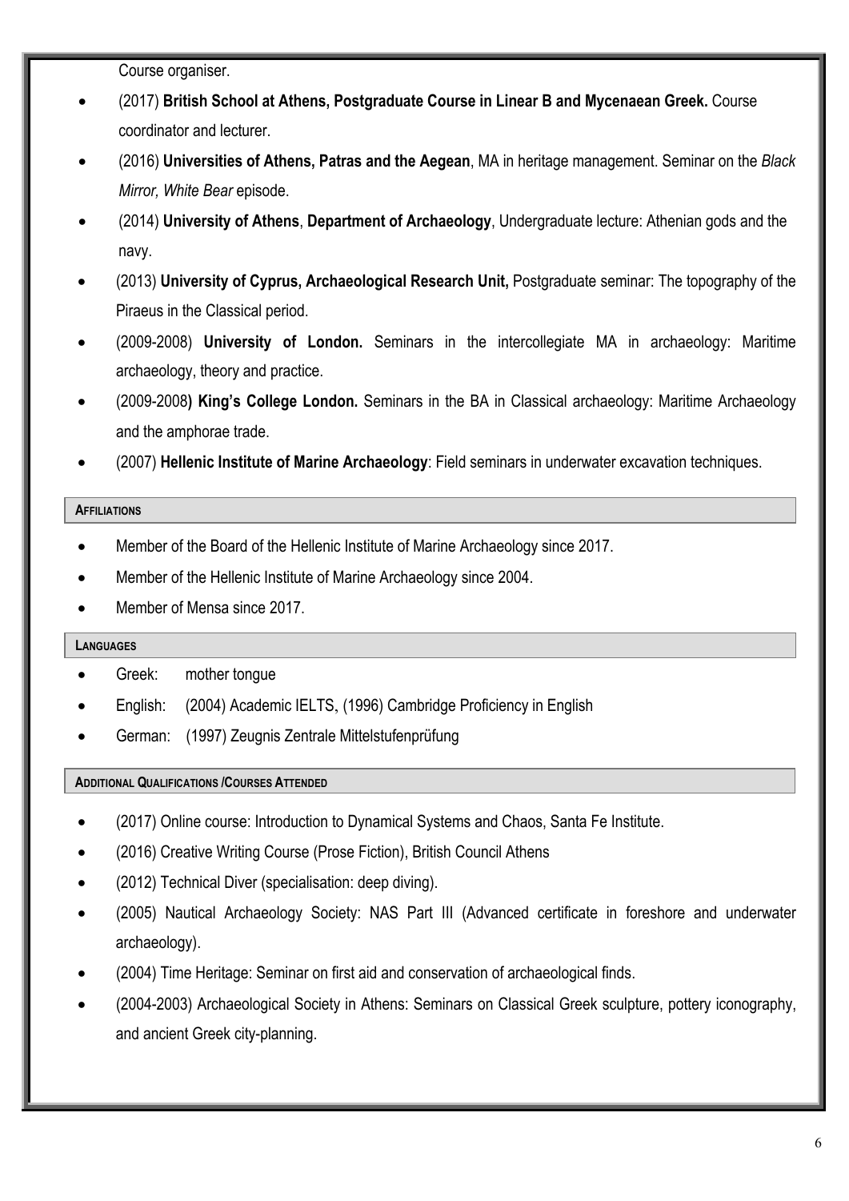Course organiser.

- (2017) **British School at Athens, Postgraduate Course in Linear B and Mycenaean Greek.** Course coordinator and lecturer.
- (2016) **Universities of Athens, Patras and the Aegean**, MA in heritage management. Seminar on the *Black Mirror, White Bear* episode.
- (2014) **University of Athens**, **Department of Archaeology**, Undergraduate lecture: Athenian gods and the navy.
- (2013) **University of Cyprus, Archaeological Research Unit,** Postgraduate seminar: The topography of the Piraeus in the Classical period.
- (2009-2008) **University of London.** Seminars in the intercollegiate MA in archaeology: Maritime archaeology, theory and practice.
- (2009-2008**) King's College London.** Seminars in the BA in Classical archaeology: Maritime Archaeology and the amphorae trade.
- (2007) **Hellenic Institute of Marine Archaeology**: Field seminars in underwater excavation techniques.

## Affiliations

- Member of the Board of the Hellenic Institute of Marine Archaeology since 2017.
- Member of the Hellenic Institute of Marine Archaeology since 2004.
- Member of Mensa since 2017.

## Languages

- Greek: mother tongue
- English: (2004) Academic IELTS, (1996) Cambridge Proficiency in English
- German: (1997) Zeugnis Zentrale Mittelstufenprüfung

## Additional Qualifications /Courses Attended

- (2017) Online course: Introduction to Dynamical Systems and Chaos, Santa Fe Institute.
- (2016) Creative Writing Course (Prose Fiction), British Council Athens
- (2012) Technical Diver (specialisation: deep diving).
- (2005) Nautical Archaeology Society: NAS Part III (Advanced certificate in foreshore and underwater archaeology).
- (2004) Time Heritage: Seminar on first aid and conservation of archaeological finds.
- (2004-2003) Archaeological Society in Athens: Seminars on Classical Greek sculpture, pottery iconography, and ancient Greek city-planning.